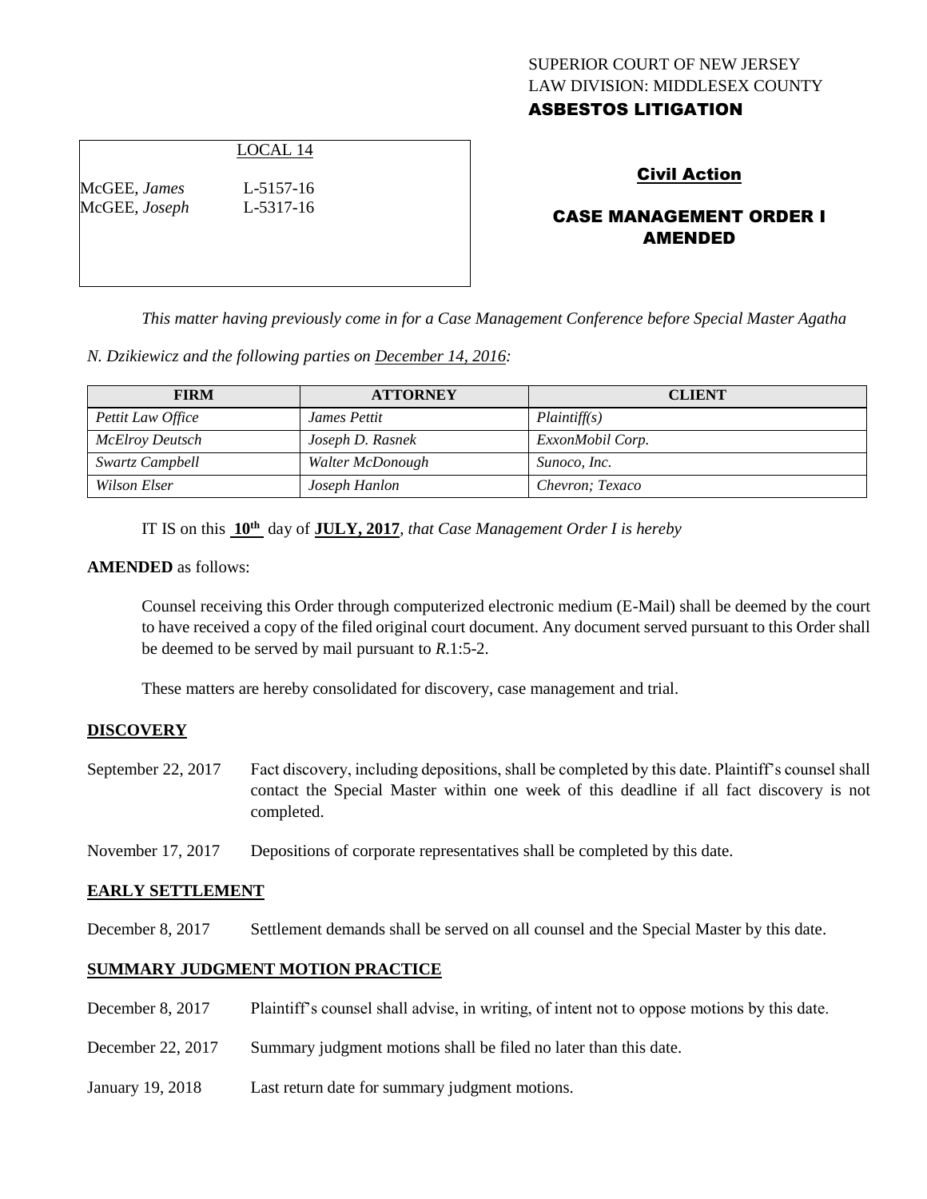SUPERIOR COURT OF NEW JERSEY
LAW DIVISION: MIDDLESEX COUNTY
**ASBESTOS LITIGATION**

LOCAL 14

McGEE, *James* L-5157-16
McGEE, *Joseph* L-5317-16

## Civil Action

## CASE MANAGEMENT ORDER I AMENDED

*This matter having previously come in for a Case Management Conference before Special Master Agatha N. Dzikiewicz and the following parties on December 14, 2016:*

| FIRM | ATTORNEY | CLIENT |
|---|---|---|
| *Pettit Law Office* | *James Pettit* | *Plaintiff(s)* |
| *McElroy Deutsch* | *Joseph D. Rasnek* | *ExxonMobil Corp.* |
| *Swartz Campbell* | *Walter McDonough* | *Sunoco, Inc.* |
| *Wilson Elser* | *Joseph Hanlon* | *Chevron; Texaco* |

IT IS on this **10th** day of **JULY, 2017**, *that Case Management Order I is hereby*

**AMENDED** as follows:

Counsel receiving this Order through computerized electronic medium (E-Mail) shall be deemed by the court to have received a copy of the filed original court document. Any document served pursuant to this Order shall be deemed to be served by mail pursuant to *R*.1:5-2.

These matters are hereby consolidated for discovery, case management and trial.

**DISCOVERY**

September 22, 2017 Fact discovery, including depositions, shall be completed by this date. Plaintiff's counsel shall contact the Special Master within one week of this deadline if all fact discovery is not completed.

November 17, 2017 Depositions of corporate representatives shall be completed by this date.

**EARLY SETTLEMENT**

December 8, 2017 Settlement demands shall be served on all counsel and the Special Master by this date.

**SUMMARY JUDGMENT MOTION PRACTICE**

December 8, 2017 Plaintiff's counsel shall advise, in writing, of intent not to oppose motions by this date.

December 22, 2017 Summary judgment motions shall be filed no later than this date.

January 19, 2018 Last return date for summary judgment motions.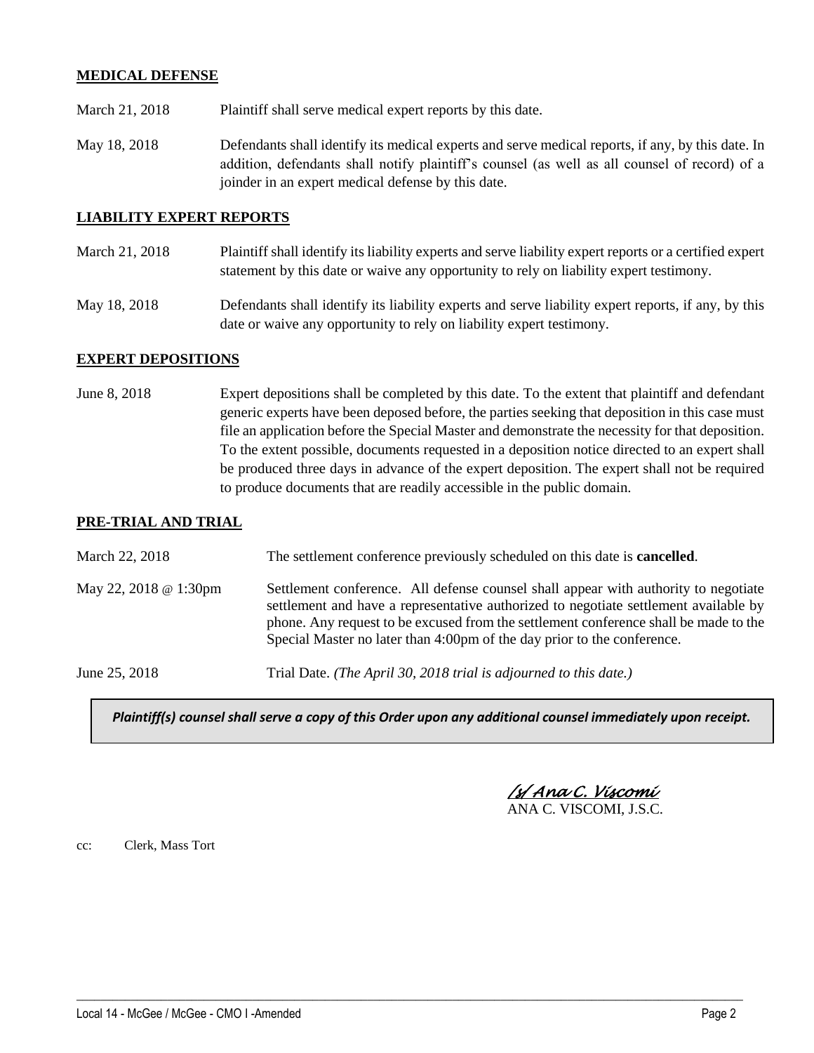**MEDICAL DEFENSE**

| | |
|---|---|
| March 21, 2018 | Plaintiff shall serve medical expert reports by this date. |
| May 18, 2018 | Defendants shall identify its medical experts and serve medical reports, if any, by this date. In addition, defendants shall notify plaintiff's counsel (as well as all counsel of record) of a joinder in an expert medical defense by this date. |

**LIABILITY EXPERT REPORTS**

| | |
|---|---|
| March 21, 2018 | Plaintiff shall identify its liability experts and serve liability expert reports or a certified expert statement by this date or waive any opportunity to rely on liability expert testimony. |
| May 18, 2018 | Defendants shall identify its liability experts and serve liability expert reports, if any, by this date or waive any opportunity to rely on liability expert testimony. |

**EXPERT DEPOSITIONS**

| | |
|---|---|
| June 8, 2018 | Expert depositions shall be completed by this date. To the extent that plaintiff and defendant generic experts have been deposed before, the parties seeking that deposition in this case must file an application before the Special Master and demonstrate the necessity for that deposition. To the extent possible, documents requested in a deposition notice directed to an expert shall be produced three days in advance of the expert deposition. The expert shall not be required to produce documents that are readily accessible in the public domain. |

**PRE-TRIAL AND TRIAL**

| | |
|---|---|
| March 22, 2018 | The settlement conference previously scheduled on this date is **cancelled**. |
| May 22, 2018 @ 1:30pm | Settlement conference. All defense counsel shall appear with authority to negotiate settlement and have a representative authorized to negotiate settlement available by phone. Any request to be excused from the settlement conference shall be made to the Special Master no later than 4:00pm of the day prior to the conference. |
| June 25, 2018 | Trial Date. *(The April 30, 2018 trial is adjourned to this date.)* |

***Plaintiff(s) counsel shall serve a copy of this Order upon any additional counsel immediately upon receipt.***

*/s/ Ana C. Viscomi*
ANA C. VISCOMI, J.S.C.

cc: Clerk, Mass Tort